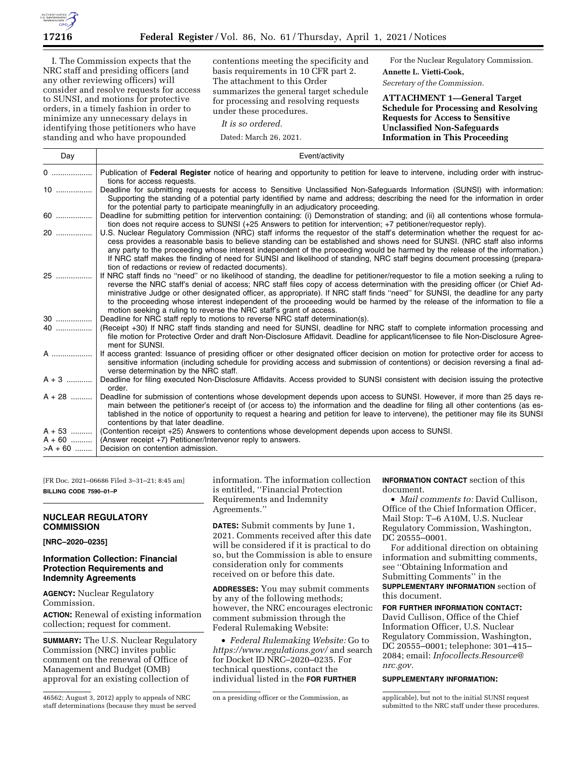I. The Commission expects that the NRC staff and presiding officers (and any other reviewing officers) will consider and resolve requests for access to SUNSI, and motions for protective orders, in a timely fashion in order to minimize any unnecessary delays in identifying those petitioners who have standing and who have propounded contentions meeting the specificity and basis requirements in 10 CFR part 2. The attachment to this Order summarizes the general target schedule for processing and resolving requests under these procedures.

*It is so ordered.*

Dated: March 26, 2021.

For the Nuclear Regulatory Commission.

**Annette L. Vietti-Cook,**

*Secretary of the Commission.*

**ATTACHMENT 1—General Target Schedule for Processing and Resolving Requests for Access to Sensitive Unclassified Non-Safeguards Information in This Proceeding**

| Day | Event/activity |
|---|---|
| 0 | Publication of **Federal Register** notice of hearing and opportunity to petition for leave to intervene, including order with instructions for access requests. |
| 10 | Deadline for submitting requests for access to Sensitive Unclassified Non-Safeguards Information (SUNSI) with information: Supporting the standing of a potential party identified by name and address; describing the need for the information in order for the potential party to participate meaningfully in an adjudicatory proceeding. |
| 60 | Deadline for submitting petition for intervention containing: (i) Demonstration of standing; and (ii) all contentions whose formulation does not require access to SUNSI (+25 Answers to petition for intervention; +7 petitioner/requestor reply). |
| 20 | U.S. Nuclear Regulatory Commission (NRC) staff informs the requestor of the staff's determination whether the request for access provides a reasonable basis to believe standing can be established and shows need for SUNSI. (NRC staff also informs any party to the proceeding whose interest independent of the proceeding would be harmed by the release of the information.) If NRC staff makes the finding of need for SUNSI and likelihood of standing, NRC staff begins document processing (preparation of redactions or review of redacted documents). |
| 25 | If NRC staff finds no "need" or no likelihood of standing, the deadline for petitioner/requestor to file a motion seeking a ruling to reverse the NRC staff's denial of access; NRC staff files copy of access determination with the presiding officer (or Chief Administrative Judge or other designated officer, as appropriate). If NRC staff finds "need" for SUNSI, the deadline for any party to the proceeding whose interest independent of the proceeding would be harmed by the release of the information to file a motion seeking a ruling to reverse the NRC staff's grant of access. |
| 30 | Deadline for NRC staff reply to motions to reverse NRC staff determination(s). |
| 40 | (Receipt +30) If NRC staff finds standing and need for SUNSI, deadline for NRC staff to complete information processing and file motion for Protective Order and draft Non-Disclosure Affidavit. Deadline for applicant/licensee to file Non-Disclosure Agreement for SUNSI. |
| A | If access granted: Issuance of presiding officer or other designated officer decision on motion for protective order for access to sensitive information (including schedule for providing access and submission of contentions) or decision reversing a final adverse determination by the NRC staff. |
| A + 3 | Deadline for filing executed Non-Disclosure Affidavits. Access provided to SUNSI consistent with decision issuing the protective order. |
| A + 28 | Deadline for submission of contentions whose development depends upon access to SUNSI. However, if more than 25 days remain between the petitioner's receipt of (or access to) the information and the deadline for filing all other contentions (as established in the notice of opportunity to request a hearing and petition for leave to intervene), the petitioner may file its SUNSI contentions by that later deadline. |
| A + 53 | (Contention receipt +25) Answers to contentions whose development depends upon access to SUNSI. |
| A + 60 | (Answer receipt +7) Petitioner/Intervenor reply to answers. |
| >A + 60 | Decision on contention admission. |

46562; August 3, 2012) apply to appeals of NRC staff determinations (because they must be served on a presiding officer or the Commission, as applicable), but not to the initial SUNSI request submitted to the NRC staff under these procedures.

[FR Doc. 2021–06686 Filed 3–31–21; 8:45 am]

**BILLING CODE 7590–01–P**

## NUCLEAR REGULATORY COMMISSION

**[NRC–2020–0235]**

## Information Collection: Financial Protection Requirements and Indemnity Agreements

**AGENCY:** Nuclear Regulatory Commission.

**ACTION:** Renewal of existing information collection; request for comment.

**SUMMARY:** The U.S. Nuclear Regulatory Commission (NRC) invites public comment on the renewal of Office of Management and Budget (OMB) approval for an existing collection of information. The information collection is entitled, "Financial Protection Requirements and Indemnity Agreements."

**DATES:** Submit comments by June 1, 2021. Comments received after this date will be considered if it is practical to do so, but the Commission is able to ensure consideration only for comments received on or before this date.

**ADDRESSES:** You may submit comments by any of the following methods; however, the NRC encourages electronic comment submission through the Federal Rulemaking Website:

- *Federal Rulemaking Website:* Go to *https://www.regulations.gov/* and search for Docket ID NRC–2020–0235. For technical questions, contact the individual listed in the **FOR FURTHER INFORMATION CONTACT** section of this document.
- *Mail comments to:* David Cullison, Office of the Chief Information Officer, Mail Stop: T–6 A10M, U.S. Nuclear Regulatory Commission, Washington, DC 20555–0001.

For additional direction on obtaining information and submitting comments, see "Obtaining Information and Submitting Comments" in the **SUPPLEMENTARY INFORMATION** section of this document.

**FOR FURTHER INFORMATION CONTACT:** David Cullison, Office of the Chief Information Officer, U.S. Nuclear Regulatory Commission, Washington, DC 20555–0001; telephone: 301–415–2084; email: *Infocollects.Resource@nrc.gov.*

**SUPPLEMENTARY INFORMATION:**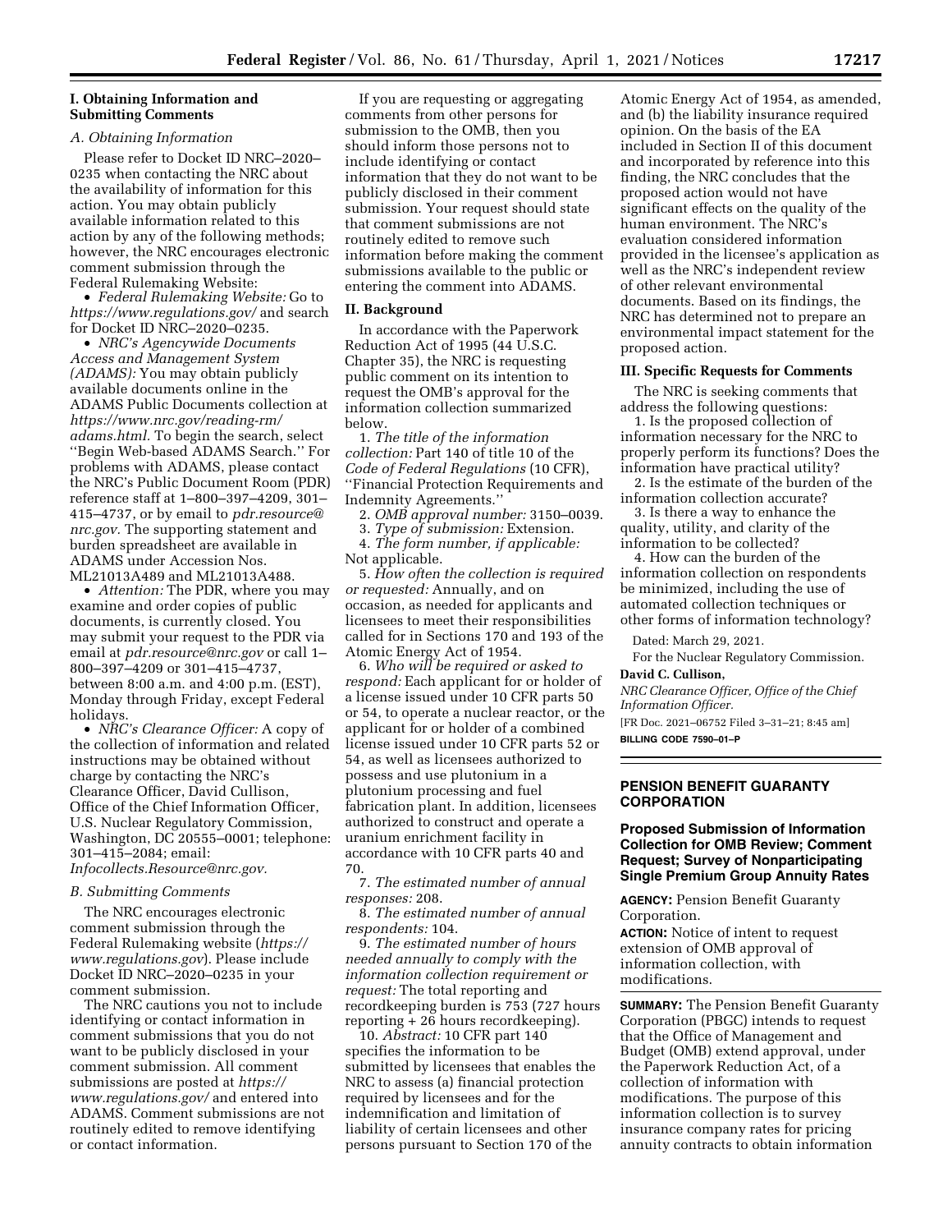## I. Obtaining Information and Submitting Comments

### A. Obtaining Information

Please refer to Docket ID NRC–2020–0235 when contacting the NRC about the availability of information for this action. You may obtain publicly available information related to this action by any of the following methods; however, the NRC encourages electronic comment submission through the Federal Rulemaking Website:

- *Federal Rulemaking Website:* Go to *https://www.regulations.gov/* and search for Docket ID NRC–2020–0235.
- *NRC's Agencywide Documents Access and Management System (ADAMS):* You may obtain publicly available documents online in the ADAMS Public Documents collection at *https://www.nrc.gov/reading-rm/adams.html.* To begin the search, select ''Begin Web-based ADAMS Search.'' For problems with ADAMS, please contact the NRC's Public Document Room (PDR) reference staff at 1–800–397–4209, 301–415–4737, or by email to *pdr.resource@nrc.gov*. The supporting statement and burden spreadsheet are available in ADAMS under Accession Nos. ML21013A489 and ML21013A488.
- *Attention:* The PDR, where you may examine and order copies of public documents, is currently closed. You may submit your request to the PDR via email at *pdr.resource@nrc.gov* or call 1–800–397–4209 or 301–415–4737, between 8:00 a.m. and 4:00 p.m. (EST), Monday through Friday, except Federal holidays.
- *NRC's Clearance Officer:* A copy of the collection of information and related instructions may be obtained without charge by contacting the NRC's Clearance Officer, David Cullison, Office of the Chief Information Officer, U.S. Nuclear Regulatory Commission, Washington, DC 20555–0001; telephone: 301–415–2084; email: *Infocollects.Resource@nrc.gov.*

### B. Submitting Comments

The NRC encourages electronic comment submission through the Federal Rulemaking website (*https://www.regulations.gov*). Please include Docket ID NRC–2020–0235 in your comment submission.

The NRC cautions you not to include identifying or contact information in comment submissions that you do not want to be publicly disclosed in your comment submission. All comment submissions are posted at *https://www.regulations.gov/* and entered into ADAMS. Comment submissions are not routinely edited to remove identifying or contact information.

If you are requesting or aggregating comments from other persons for submission to the OMB, then you should inform those persons not to include identifying or contact information that they do not want to be publicly disclosed in their comment submission. Your request should state that comment submissions are not routinely edited to remove such information before making the comment submissions available to the public or entering the comment into ADAMS.

## II. Background

In accordance with the Paperwork Reduction Act of 1995 (44 U.S.C. Chapter 35), the NRC is requesting public comment on its intention to request the OMB's approval for the information collection summarized below.

1. *The title of the information collection:* Part 140 of title 10 of the *Code of Federal Regulations* (10 CFR), ''Financial Protection Requirements and Indemnity Agreements.''
2. *OMB approval number:* 3150–0039.
3. *Type of submission:* Extension.
4. *The form number, if applicable:* Not applicable.
5. *How often the collection is required or requested:* Annually, and on occasion, as needed for applicants and licensees to meet their responsibilities called for in Sections 170 and 193 of the Atomic Energy Act of 1954.
6. *Who will be required or asked to respond:* Each applicant for or holder of a license issued under 10 CFR parts 50 or 54, to operate a nuclear reactor, or the applicant for or holder of a combined license issued under 10 CFR parts 52 or 54, as well as licensees authorized to possess and use plutonium in a plutonium processing and fuel fabrication plant. In addition, licensees authorized to construct and operate a uranium enrichment facility in accordance with 10 CFR parts 40 and 70.
7. *The estimated number of annual responses:* 208.
8. *The estimated number of annual respondents:* 104.
9. *The estimated number of hours needed annually to comply with the information collection requirement or request:* The total reporting and recordkeeping burden is 753 (727 hours reporting + 26 hours recordkeeping).
10. *Abstract:* 10 CFR part 140 specifies the information to be submitted by licensees that enables the NRC to assess (a) financial protection required by licensees and for the indemnification and limitation of liability of certain licensees and other persons pursuant to Section 170 of the Atomic Energy Act of 1954, as amended, and (b) the liability insurance required opinion. On the basis of the EA included in Section II of this document and incorporated by reference into this finding, the NRC concludes that the proposed action would not have significant effects on the quality of the human environment. The NRC's evaluation considered information provided in the licensee's application as well as the NRC's independent review of other relevant environmental documents. Based on its findings, the NRC has determined not to prepare an environmental impact statement for the proposed action.

## III. Specific Requests for Comments

The NRC is seeking comments that address the following questions:

1. Is the proposed collection of information necessary for the NRC to properly perform its functions? Does the information have practical utility?
2. Is the estimate of the burden of the information collection accurate?
3. Is there a way to enhance the quality, utility, and clarity of the information to be collected?
4. How can the burden of the information collection on respondents be minimized, including the use of automated collection techniques or other forms of information technology?

Dated: March 29, 2021.

For the Nuclear Regulatory Commission.

**David C. Cullison,**

*NRC Clearance Officer, Office of the Chief Information Officer.*

[FR Doc. 2021–06752 Filed 3–31–21; 8:45 am]

**BILLING CODE 7590–01–P**

---

# PENSION BENEFIT GUARANTY CORPORATION

## Proposed Submission of Information Collection for OMB Review; Comment Request; Survey of Nonparticipating Single Premium Group Annuity Rates

**AGENCY:** Pension Benefit Guaranty Corporation.

**ACTION:** Notice of intent to request extension of OMB approval of information collection, with modifications.

**SUMMARY:** The Pension Benefit Guaranty Corporation (PBGC) intends to request that the Office of Management and Budget (OMB) extend approval, under the Paperwork Reduction Act, of a collection of information with modifications. The purpose of this information collection is to survey insurance company rates for pricing annuity contracts to obtain information